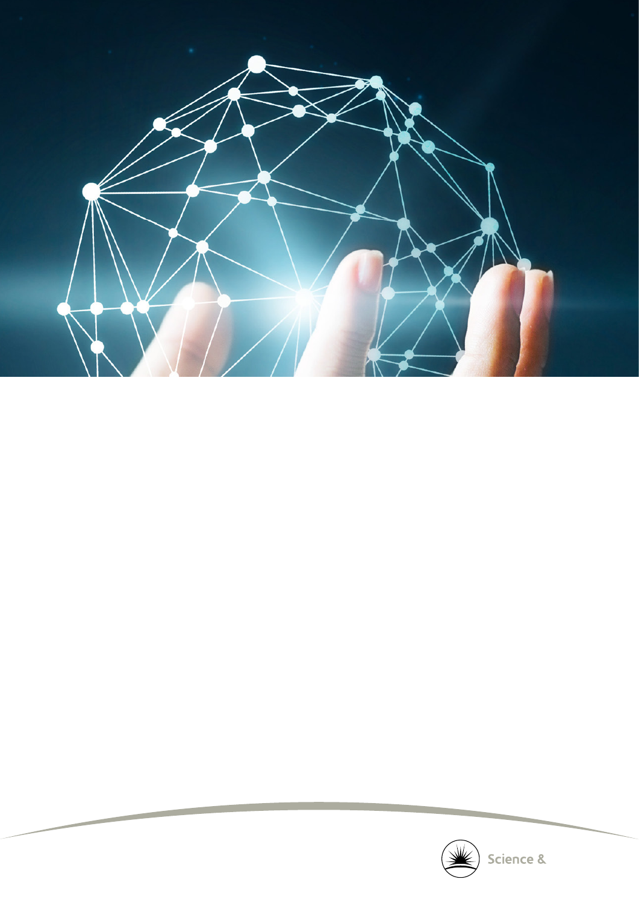Science &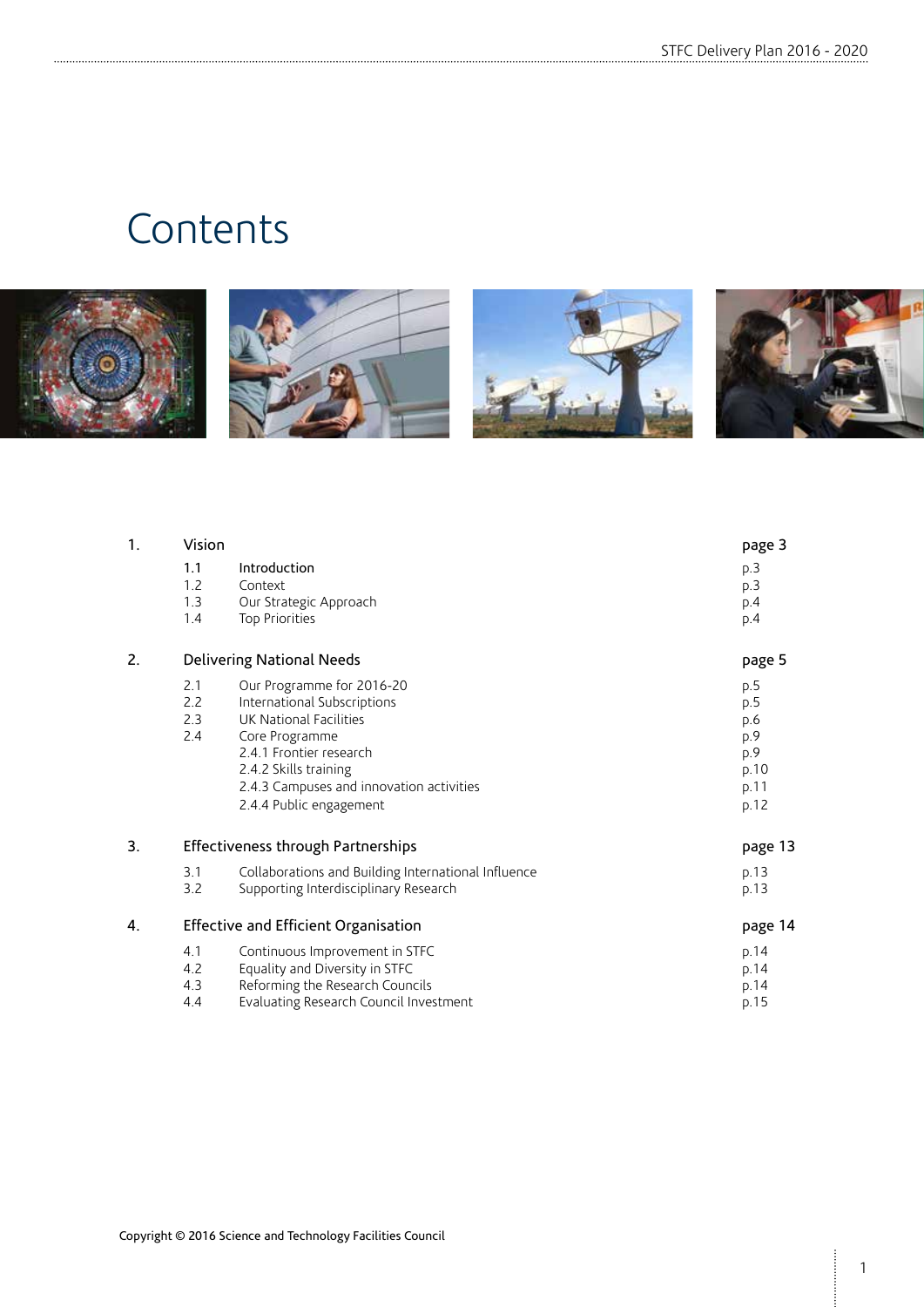# Contents

| | | |
|---|---|---|
| **1.** | **Vision** | **page 3** |
| 1.1 | Introduction | p.3 |
| 1.2 | Context | p.3 |
| 1.3 | Our Strategic Approach | p.4 |
| 1.4 | Top Priorities | p.4 |
| **2.** | **Delivering National Needs** | **page 5** |
| 2.1 | Our Programme for 2016-20 | p.5 |
| 2.2 | International Subscriptions | p.5 |
| 2.3 | UK National Facilities | p.6 |
| 2.4 | Core Programme | p.9 |
| | 2.4.1 Frontier research | p.9 |
| | 2.4.2 Skills training | p.10 |
| | 2.4.3 Campuses and innovation activities | p.11 |
| | 2.4.4 Public engagement | p.12 |
| **3.** | **Effectiveness through Partnerships** | **page 13** |
| 3.1 | Collaborations and Building International Influence | p.13 |
| 3.2 | Supporting Interdisciplinary Research | p.13 |
| **4.** | **Effective and Efficient Organisation** | **page 14** |
| 4.1 | Continuous Improvement in STFC | p.14 |
| 4.2 | Equality and Diversity in STFC | p.14 |
| 4.3 | Reforming the Research Councils | p.14 |
| 4.4 | Evaluating Research Council Investment | p.15 |

Copyright © 2016 Science and Technology Facilities Council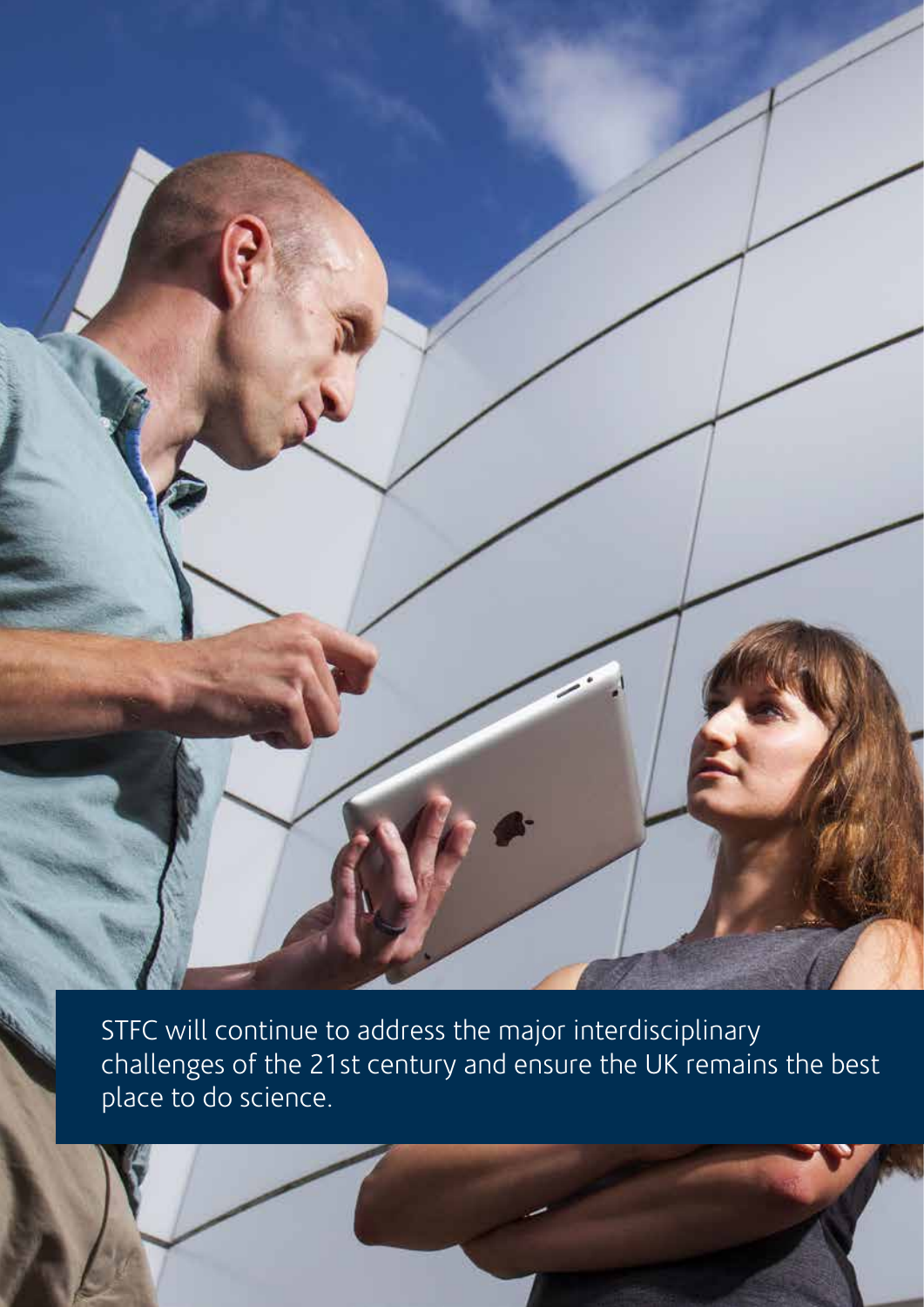STFC will continue to address the major interdisciplinary challenges of the 21st century and ensure the UK remains the best place to do science.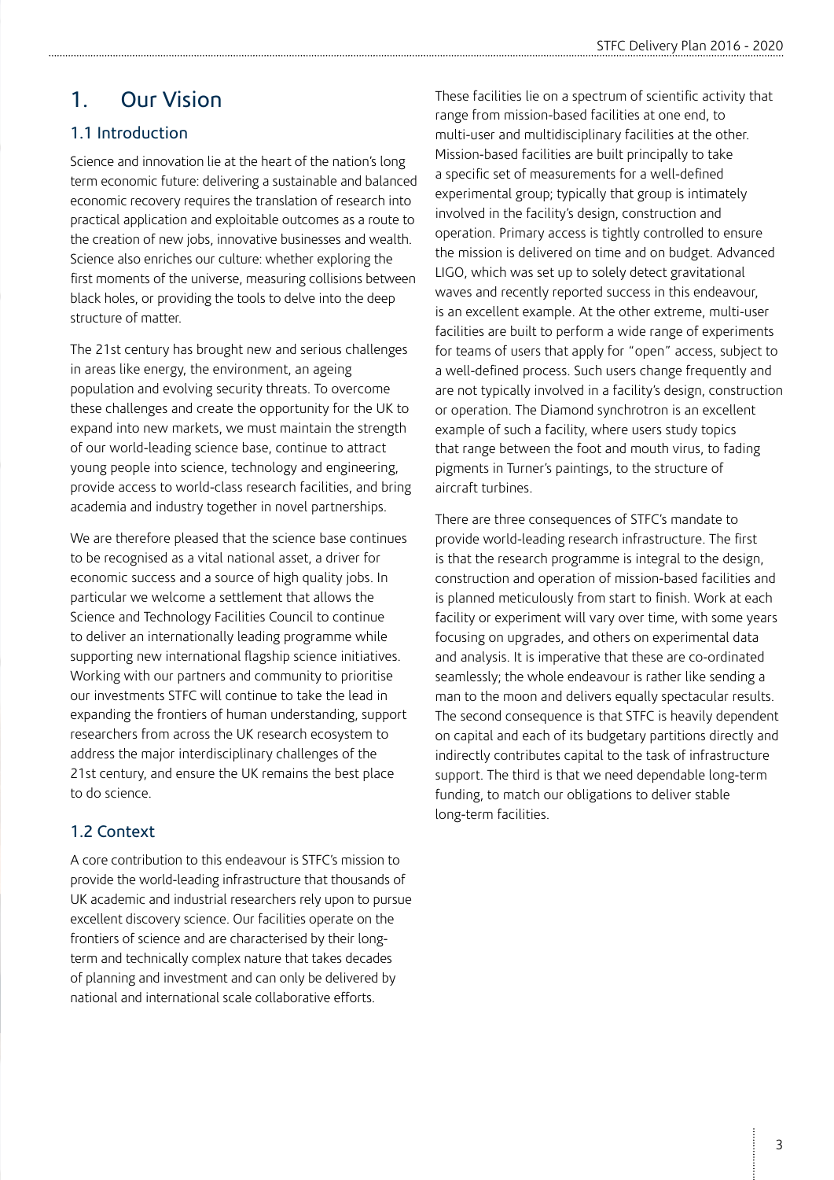# 1. Our Vision

## 1.1 Introduction

Science and innovation lie at the heart of the nation's long term economic future: delivering a sustainable and balanced economic recovery requires the translation of research into practical application and exploitable outcomes as a route to the creation of new jobs, innovative businesses and wealth. Science also enriches our culture: whether exploring the first moments of the universe, measuring collisions between black holes, or providing the tools to delve into the deep structure of matter.

The 21st century has brought new and serious challenges in areas like energy, the environment, an ageing population and evolving security threats. To overcome these challenges and create the opportunity for the UK to expand into new markets, we must maintain the strength of our world-leading science base, continue to attract young people into science, technology and engineering, provide access to world-class research facilities, and bring academia and industry together in novel partnerships.

We are therefore pleased that the science base continues to be recognised as a vital national asset, a driver for economic success and a source of high quality jobs. In particular we welcome a settlement that allows the Science and Technology Facilities Council to continue to deliver an internationally leading programme while supporting new international flagship science initiatives. Working with our partners and community to prioritise our investments STFC will continue to take the lead in expanding the frontiers of human understanding, support researchers from across the UK research ecosystem to address the major interdisciplinary challenges of the 21st century, and ensure the UK remains the best place to do science.

## 1.2 Context

A core contribution to this endeavour is STFC's mission to provide the world-leading infrastructure that thousands of UK academic and industrial researchers rely upon to pursue excellent discovery science. Our facilities operate on the frontiers of science and are characterised by their long-term and technically complex nature that takes decades of planning and investment and can only be delivered by national and international scale collaborative efforts.

These facilities lie on a spectrum of scientific activity that range from mission-based facilities at one end, to multi-user and multidisciplinary facilities at the other. Mission-based facilities are built principally to take a specific set of measurements for a well-defined experimental group; typically that group is intimately involved in the facility's design, construction and operation. Primary access is tightly controlled to ensure the mission is delivered on time and on budget. Advanced LIGO, which was set up to solely detect gravitational waves and recently reported success in this endeavour, is an excellent example. At the other extreme, multi-user facilities are built to perform a wide range of experiments for teams of users that apply for "open" access, subject to a well-defined process. Such users change frequently and are not typically involved in a facility's design, construction or operation. The Diamond synchrotron is an excellent example of such a facility, where users study topics that range between the foot and mouth virus, to fading pigments in Turner's paintings, to the structure of aircraft turbines.

There are three consequences of STFC's mandate to provide world-leading research infrastructure. The first is that the research programme is integral to the design, construction and operation of mission-based facilities and is planned meticulously from start to finish. Work at each facility or experiment will vary over time, with some years focusing on upgrades, and others on experimental data and analysis. It is imperative that these are co-ordinated seamlessly; the whole endeavour is rather like sending a man to the moon and delivers equally spectacular results. The second consequence is that STFC is heavily dependent on capital and each of its budgetary partitions directly and indirectly contributes capital to the task of infrastructure support. The third is that we need dependable long-term funding, to match our obligations to deliver stable long-term facilities.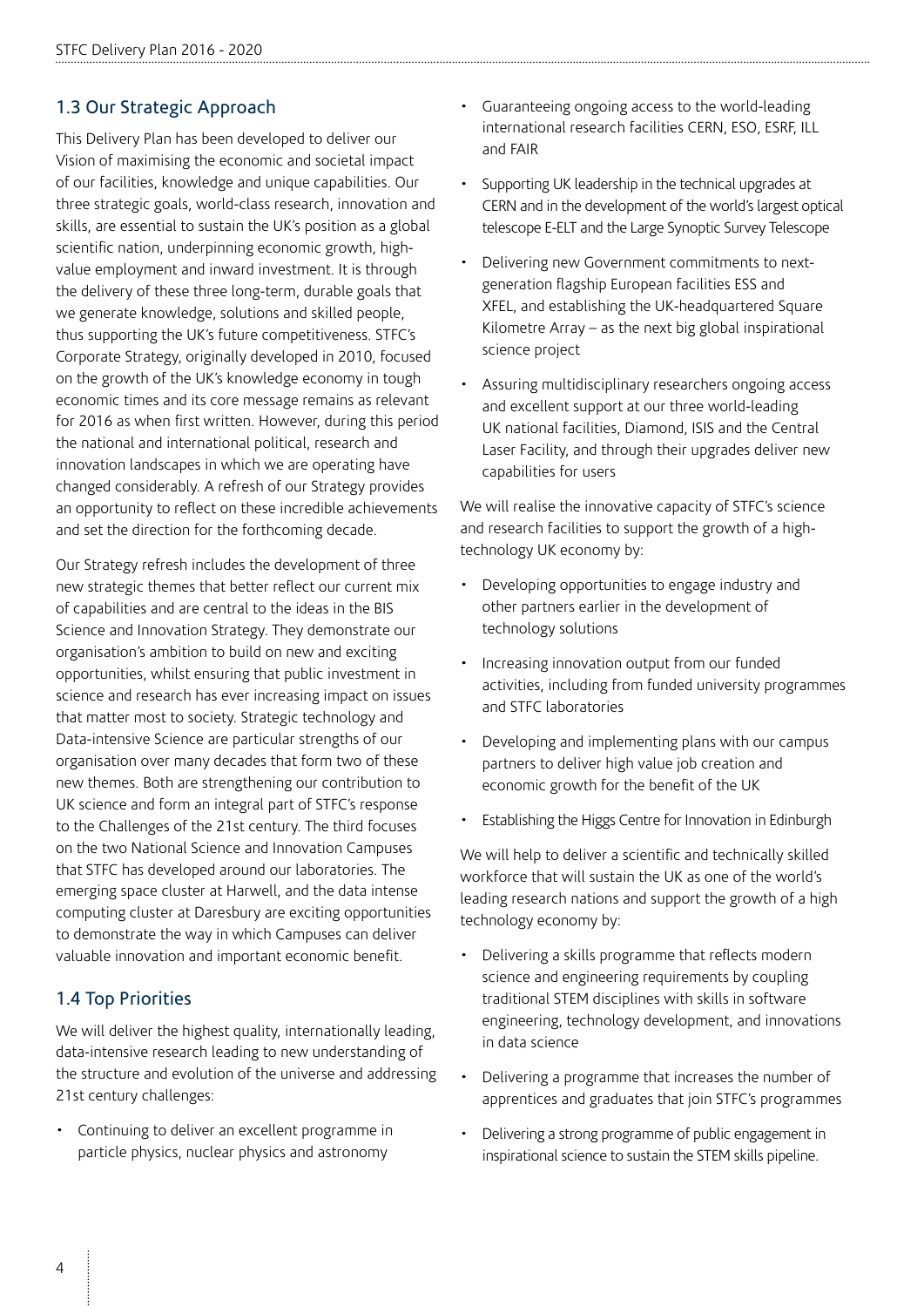## 1.3 Our Strategic Approach

This Delivery Plan has been developed to deliver our Vision of maximising the economic and societal impact of our facilities, knowledge and unique capabilities. Our three strategic goals, world-class research, innovation and skills, are essential to sustain the UK's position as a global scientific nation, underpinning economic growth, high-value employment and inward investment. It is through the delivery of these three long-term, durable goals that we generate knowledge, solutions and skilled people, thus supporting the UK's future competitiveness. STFC's Corporate Strategy, originally developed in 2010, focused on the growth of the UK's knowledge economy in tough economic times and its core message remains as relevant for 2016 as when first written. However, during this period the national and international political, research and innovation landscapes in which we are operating have changed considerably. A refresh of our Strategy provides an opportunity to reflect on these incredible achievements and set the direction for the forthcoming decade.

Our Strategy refresh includes the development of three new strategic themes that better reflect our current mix of capabilities and are central to the ideas in the BIS Science and Innovation Strategy. They demonstrate our organisation's ambition to build on new and exciting opportunities, whilst ensuring that public investment in science and research has ever increasing impact on issues that matter most to society. Strategic technology and Data-intensive Science are particular strengths of our organisation over many decades that form two of these new themes. Both are strengthening our contribution to UK science and form an integral part of STFC's response to the Challenges of the 21st century. The third focuses on the two National Science and Innovation Campuses that STFC has developed around our laboratories. The emerging space cluster at Harwell, and the data intense computing cluster at Daresbury are exciting opportunities to demonstrate the way in which Campuses can deliver valuable innovation and important economic benefit.

## 1.4 Top Priorities

We will deliver the highest quality, internationally leading, data-intensive research leading to new understanding of the structure and evolution of the universe and addressing 21st century challenges:

- Continuing to deliver an excellent programme in particle physics, nuclear physics and astronomy
- Guaranteeing ongoing access to the world-leading international research facilities CERN, ESO, ESRF, ILL and FAIR
- Supporting UK leadership in the technical upgrades at CERN and in the development of the world's largest optical telescope E-ELT and the Large Synoptic Survey Telescope
- Delivering new Government commitments to next-generation flagship European facilities ESS and XFEL, and establishing the UK-headquartered Square Kilometre Array – as the next big global inspirational science project
- Assuring multidisciplinary researchers ongoing access and excellent support at our three world-leading UK national facilities, Diamond, ISIS and the Central Laser Facility, and through their upgrades deliver new capabilities for users

We will realise the innovative capacity of STFC's science and research facilities to support the growth of a high-technology UK economy by:

- Developing opportunities to engage industry and other partners earlier in the development of technology solutions
- Increasing innovation output from our funded activities, including from funded university programmes and STFC laboratories
- Developing and implementing plans with our campus partners to deliver high value job creation and economic growth for the benefit of the UK
- Establishing the Higgs Centre for Innovation in Edinburgh

We will help to deliver a scientific and technically skilled workforce that will sustain the UK as one of the world's leading research nations and support the growth of a high technology economy by:

- Delivering a skills programme that reflects modern science and engineering requirements by coupling traditional STEM disciplines with skills in software engineering, technology development, and innovations in data science
- Delivering a programme that increases the number of apprentices and graduates that join STFC's programmes
- Delivering a strong programme of public engagement in inspirational science to sustain the STEM skills pipeline.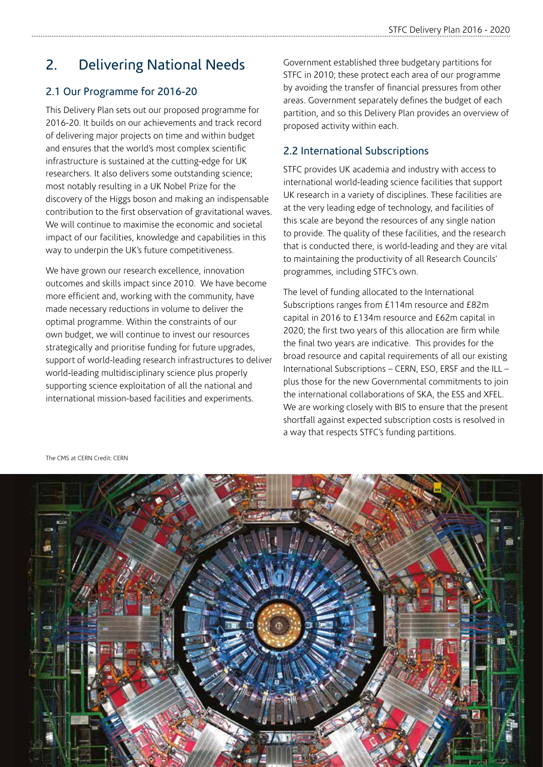# 2. Delivering National Needs

## 2.1 Our Programme for 2016-20

This Delivery Plan sets out our proposed programme for 2016-20. It builds on our achievements and track record of delivering major projects on time and within budget and ensures that the world's most complex scientific infrastructure is sustained at the cutting-edge for UK researchers. It also delivers some outstanding science; most notably resulting in a UK Nobel Prize for the discovery of the Higgs boson and making an indispensable contribution to the first observation of gravitational waves. We will continue to maximise the economic and societal impact of our facilities, knowledge and capabilities in this way to underpin the UK's future competitiveness.

We have grown our research excellence, innovation outcomes and skills impact since 2010. We have become more efficient and, working with the community, have made necessary reductions in volume to deliver the optimal programme. Within the constraints of our own budget, we will continue to invest our resources strategically and prioritise funding for future upgrades, support of world-leading research infrastructures to deliver world-leading multidisciplinary science plus properly supporting science exploitation of all the national and international mission-based facilities and experiments.

Government established three budgetary partitions for STFC in 2010; these protect each area of our programme by avoiding the transfer of financial pressures from other areas. Government separately defines the budget of each partition, and so this Delivery Plan provides an overview of proposed activity within each.

## 2.2 International Subscriptions

STFC provides UK academia and industry with access to international world-leading science facilities that support UK research in a variety of disciplines. These facilities are at the very leading edge of technology, and facilities of this scale are beyond the resources of any single nation to provide. The quality of these facilities, and the research that is conducted there, is world-leading and they are vital to maintaining the productivity of all Research Councils' programmes, including STFC's own.

The level of funding allocated to the International Subscriptions ranges from £114m resource and £82m capital in 2016 to £134m resource and £62m capital in 2020; the first two years of this allocation are firm while the final two years are indicative. This provides for the broad resource and capital requirements of all our existing International Subscriptions – CERN, ESO, ERSF and the ILL – plus those for the new Governmental commitments to join the international collaborations of SKA, the ESS and XFEL. We are working closely with BIS to ensure that the present shortfall against expected subscription costs is resolved in a way that respects STFC's funding partitions.

The CMS at CERN Credit: CERN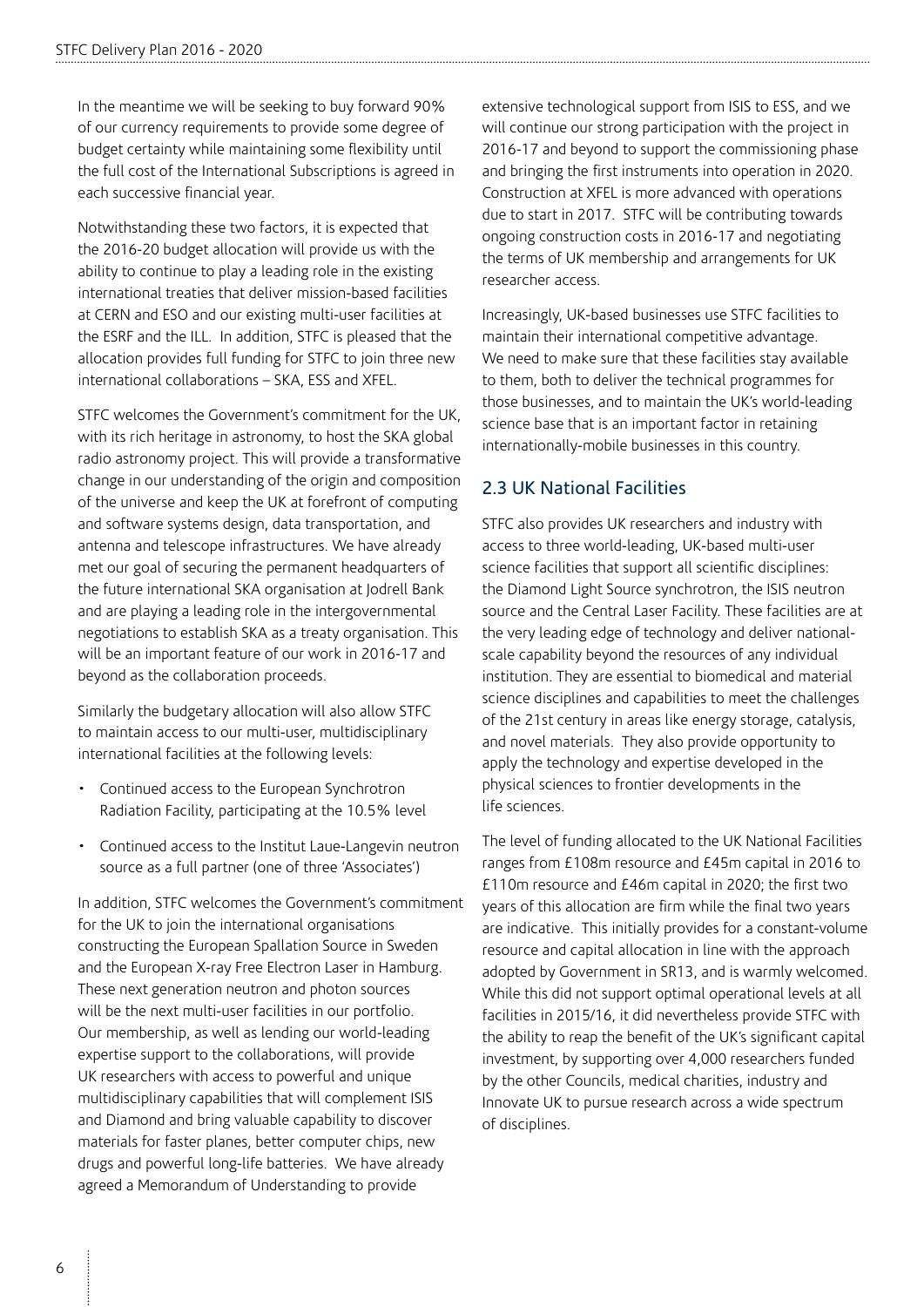In the meantime we will be seeking to buy forward 90% of our currency requirements to provide some degree of budget certainty while maintaining some flexibility until the full cost of the International Subscriptions is agreed in each successive financial year.

Notwithstanding these two factors, it is expected that the 2016-20 budget allocation will provide us with the ability to continue to play a leading role in the existing international treaties that deliver mission-based facilities at CERN and ESO and our existing multi-user facilities at the ESRF and the ILL. In addition, STFC is pleased that the allocation provides full funding for STFC to join three new international collaborations – SKA, ESS and XFEL.

STFC welcomes the Government's commitment for the UK, with its rich heritage in astronomy, to host the SKA global radio astronomy project. This will provide a transformative change in our understanding of the origin and composition of the universe and keep the UK at forefront of computing and software systems design, data transportation, and antenna and telescope infrastructures. We have already met our goal of securing the permanent headquarters of the future international SKA organisation at Jodrell Bank and are playing a leading role in the intergovernmental negotiations to establish SKA as a treaty organisation. This will be an important feature of our work in 2016-17 and beyond as the collaboration proceeds.

Similarly the budgetary allocation will also allow STFC to maintain access to our multi-user, multidisciplinary international facilities at the following levels:

- Continued access to the European Synchrotron Radiation Facility, participating at the 10.5% level
- Continued access to the Institut Laue-Langevin neutron source as a full partner (one of three 'Associates')

In addition, STFC welcomes the Government's commitment for the UK to join the international organisations constructing the European Spallation Source in Sweden and the European X-ray Free Electron Laser in Hamburg. These next generation neutron and photon sources will be the next multi-user facilities in our portfolio. Our membership, as well as lending our world-leading expertise support to the collaborations, will provide UK researchers with access to powerful and unique multidisciplinary capabilities that will complement ISIS and Diamond and bring valuable capability to discover materials for faster planes, better computer chips, new drugs and powerful long-life batteries. We have already agreed a Memorandum of Understanding to provide extensive technological support from ISIS to ESS, and we will continue our strong participation with the project in 2016-17 and beyond to support the commissioning phase and bringing the first instruments into operation in 2020. Construction at XFEL is more advanced with operations due to start in 2017. STFC will be contributing towards ongoing construction costs in 2016-17 and negotiating the terms of UK membership and arrangements for UK researcher access.

Increasingly, UK-based businesses use STFC facilities to maintain their international competitive advantage. We need to make sure that these facilities stay available to them, both to deliver the technical programmes for those businesses, and to maintain the UK's world-leading science base that is an important factor in retaining internationally-mobile businesses in this country.

## 2.3 UK National Facilities

STFC also provides UK researchers and industry with access to three world-leading, UK-based multi-user science facilities that support all scientific disciplines: the Diamond Light Source synchrotron, the ISIS neutron source and the Central Laser Facility. These facilities are at the very leading edge of technology and deliver national-scale capability beyond the resources of any individual institution. They are essential to biomedical and material science disciplines and capabilities to meet the challenges of the 21st century in areas like energy storage, catalysis, and novel materials. They also provide opportunity to apply the technology and expertise developed in the physical sciences to frontier developments in the life sciences.

The level of funding allocated to the UK National Facilities ranges from £108m resource and £45m capital in 2016 to £110m resource and £46m capital in 2020; the first two years of this allocation are firm while the final two years are indicative. This initially provides for a constant-volume resource and capital allocation in line with the approach adopted by Government in SR13, and is warmly welcomed. While this did not support optimal operational levels at all facilities in 2015/16, it did nevertheless provide STFC with the ability to reap the benefit of the UK's significant capital investment, by supporting over 4,000 researchers funded by the other Councils, medical charities, industry and Innovate UK to pursue research across a wide spectrum of disciplines.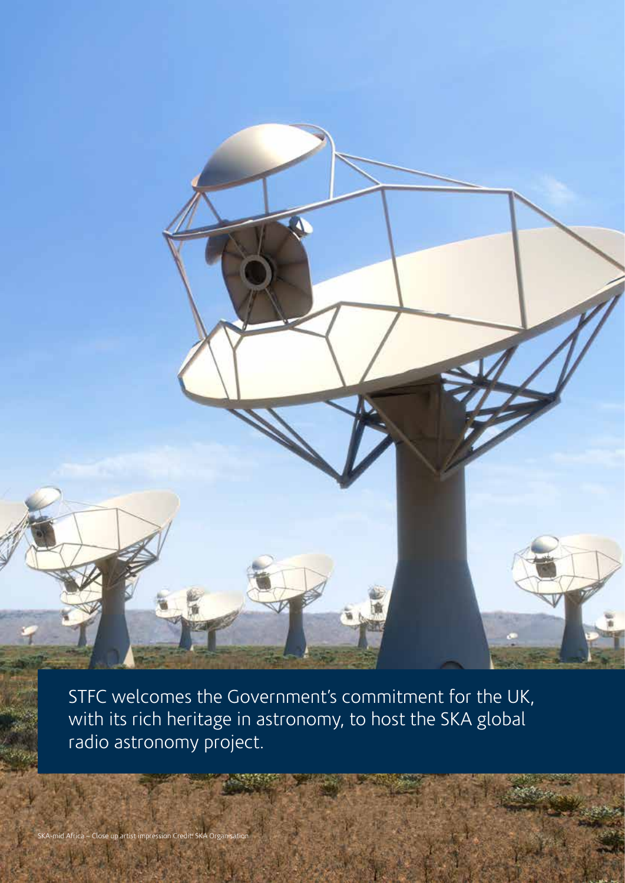STFC welcomes the Government's commitment for the UK, with its rich heritage in astronomy, to host the SKA global radio astronomy project.

SKA-mid Africa – Close up artist impression Credit: SKA Organisation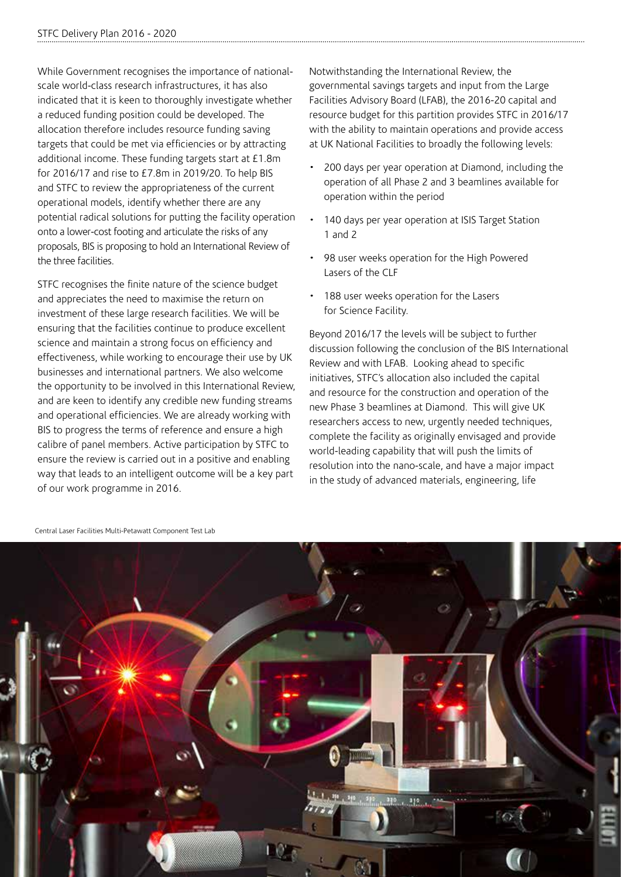While Government recognises the importance of national-scale world-class research infrastructures, it has also indicated that it is keen to thoroughly investigate whether a reduced funding position could be developed. The allocation therefore includes resource funding saving targets that could be met via efficiencies or by attracting additional income. These funding targets start at £1.8m for 2016/17 and rise to £7.8m in 2019/20. To help BIS and STFC to review the appropriateness of the current operational models, identify whether there are any potential radical solutions for putting the facility operation onto a lower-cost footing and articulate the risks of any proposals, BIS is proposing to hold an International Review of the three facilities.

STFC recognises the finite nature of the science budget and appreciates the need to maximise the return on investment of these large research facilities. We will be ensuring that the facilities continue to produce excellent science and maintain a strong focus on efficiency and effectiveness, while working to encourage their use by UK businesses and international partners. We also welcome the opportunity to be involved in this International Review, and are keen to identify any credible new funding streams and operational efficiencies. We are already working with BIS to progress the terms of reference and ensure a high calibre of panel members. Active participation by STFC to ensure the review is carried out in a positive and enabling way that leads to an intelligent outcome will be a key part of our work programme in 2016.

Notwithstanding the International Review, the governmental savings targets and input from the Large Facilities Advisory Board (LFAB), the 2016-20 capital and resource budget for this partition provides STFC in 2016/17 with the ability to maintain operations and provide access at UK National Facilities to broadly the following levels:

- 200 days per year operation at Diamond, including the operation of all Phase 2 and 3 beamlines available for operation within the period
- 140 days per year operation at ISIS Target Station 1 and 2
- 98 user weeks operation for the High Powered Lasers of the CLF
- 188 user weeks operation for the Lasers for Science Facility.

Beyond 2016/17 the levels will be subject to further discussion following the conclusion of the BIS International Review and with LFAB. Looking ahead to specific initiatives, STFC's allocation also included the capital and resource for the construction and operation of the new Phase 3 beamlines at Diamond. This will give UK researchers access to new, urgently needed techniques, complete the facility as originally envisaged and provide world-leading capability that will push the limits of resolution into the nano-scale, and have a major impact in the study of advanced materials, engineering, life

Central Laser Facilities Multi-Petawatt Component Test Lab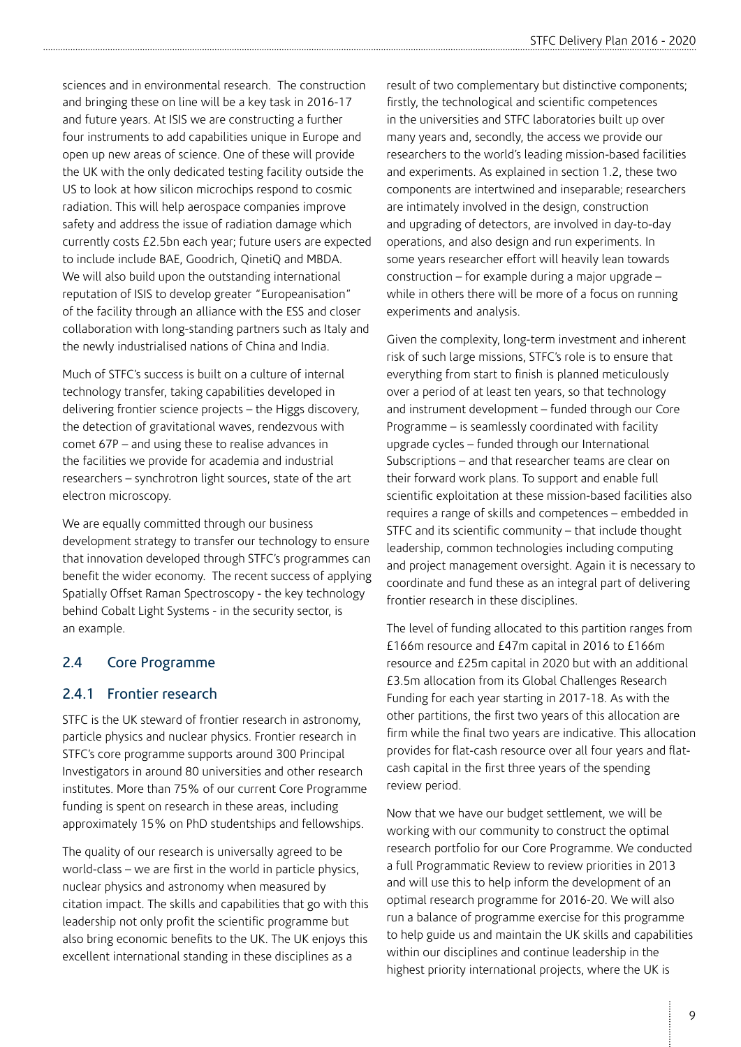sciences and in environmental research. The construction and bringing these on line will be a key task in 2016-17 and future years. At ISIS we are constructing a further four instruments to add capabilities unique in Europe and open up new areas of science. One of these will provide the UK with the only dedicated testing facility outside the US to look at how silicon microchips respond to cosmic radiation. This will help aerospace companies improve safety and address the issue of radiation damage which currently costs £2.5bn each year; future users are expected to include include BAE, Goodrich, QinetiQ and MBDA. We will also build upon the outstanding international reputation of ISIS to develop greater "Europeanisation" of the facility through an alliance with the ESS and closer collaboration with long-standing partners such as Italy and the newly industrialised nations of China and India.

Much of STFC's success is built on a culture of internal technology transfer, taking capabilities developed in delivering frontier science projects – the Higgs discovery, the detection of gravitational waves, rendezvous with comet 67P – and using these to realise advances in the facilities we provide for academia and industrial researchers – synchrotron light sources, state of the art electron microscopy.

We are equally committed through our business development strategy to transfer our technology to ensure that innovation developed through STFC's programmes can benefit the wider economy. The recent success of applying Spatially Offset Raman Spectroscopy - the key technology behind Cobalt Light Systems - in the security sector, is an example.

## 2.4 Core Programme

### 2.4.1 Frontier research

STFC is the UK steward of frontier research in astronomy, particle physics and nuclear physics. Frontier research in STFC's core programme supports around 300 Principal Investigators in around 80 universities and other research institutes. More than 75% of our current Core Programme funding is spent on research in these areas, including approximately 15% on PhD studentships and fellowships.

The quality of our research is universally agreed to be world-class – we are first in the world in particle physics, nuclear physics and astronomy when measured by citation impact. The skills and capabilities that go with this leadership not only profit the scientific programme but also bring economic benefits to the UK. The UK enjoys this excellent international standing in these disciplines as a result of two complementary but distinctive components; firstly, the technological and scientific competences in the universities and STFC laboratories built up over many years and, secondly, the access we provide our researchers to the world's leading mission-based facilities and experiments. As explained in section 1.2, these two components are intertwined and inseparable; researchers are intimately involved in the design, construction and upgrading of detectors, are involved in day-to-day operations, and also design and run experiments. In some years researcher effort will heavily lean towards construction – for example during a major upgrade – while in others there will be more of a focus on running experiments and analysis.

Given the complexity, long-term investment and inherent risk of such large missions, STFC's role is to ensure that everything from start to finish is planned meticulously over a period of at least ten years, so that technology and instrument development – funded through our Core Programme – is seamlessly coordinated with facility upgrade cycles – funded through our International Subscriptions – and that researcher teams are clear on their forward work plans. To support and enable full scientific exploitation at these mission-based facilities also requires a range of skills and competences – embedded in STFC and its scientific community – that include thought leadership, common technologies including computing and project management oversight. Again it is necessary to coordinate and fund these as an integral part of delivering frontier research in these disciplines.

The level of funding allocated to this partition ranges from £166m resource and £47m capital in 2016 to £166m resource and £25m capital in 2020 but with an additional £3.5m allocation from its Global Challenges Research Funding for each year starting in 2017-18. As with the other partitions, the first two years of this allocation are firm while the final two years are indicative. This allocation provides for flat-cash resource over all four years and flat-cash capital in the first three years of the spending review period.

Now that we have our budget settlement, we will be working with our community to construct the optimal research portfolio for our Core Programme. We conducted a full Programmatic Review to review priorities in 2013 and will use this to help inform the development of an optimal research programme for 2016-20. We will also run a balance of programme exercise for this programme to help guide us and maintain the UK skills and capabilities within our disciplines and continue leadership in the highest priority international projects, where the UK is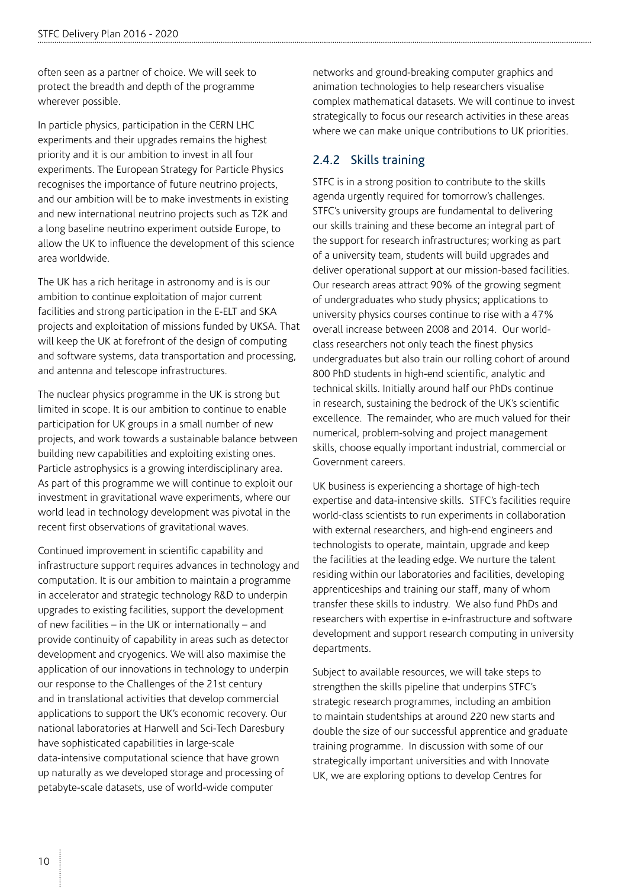often seen as a partner of choice. We will seek to protect the breadth and depth of the programme wherever possible.

In particle physics, participation in the CERN LHC experiments and their upgrades remains the highest priority and it is our ambition to invest in all four experiments. The European Strategy for Particle Physics recognises the importance of future neutrino projects, and our ambition will be to make investments in existing and new international neutrino projects such as T2K and a long baseline neutrino experiment outside Europe, to allow the UK to influence the development of this science area worldwide.

The UK has a rich heritage in astronomy and is is our ambition to continue exploitation of major current facilities and strong participation in the E-ELT and SKA projects and exploitation of missions funded by UKSA. That will keep the UK at forefront of the design of computing and software systems, data transportation and processing, and antenna and telescope infrastructures.

The nuclear physics programme in the UK is strong but limited in scope. It is our ambition to continue to enable participation for UK groups in a small number of new projects, and work towards a sustainable balance between building new capabilities and exploiting existing ones. Particle astrophysics is a growing interdisciplinary area. As part of this programme we will continue to exploit our investment in gravitational wave experiments, where our world lead in technology development was pivotal in the recent first observations of gravitational waves.

Continued improvement in scientific capability and infrastructure support requires advances in technology and computation. It is our ambition to maintain a programme in accelerator and strategic technology R&D to underpin upgrades to existing facilities, support the development of new facilities – in the UK or internationally – and provide continuity of capability in areas such as detector development and cryogenics. We will also maximise the application of our innovations in technology to underpin our response to the Challenges of the 21st century and in translational activities that develop commercial applications to support the UK's economic recovery. Our national laboratories at Harwell and Sci-Tech Daresbury have sophisticated capabilities in large-scale data-intensive computational science that have grown up naturally as we developed storage and processing of petabyte-scale datasets, use of world-wide computer networks and ground-breaking computer graphics and animation technologies to help researchers visualise complex mathematical datasets. We will continue to invest strategically to focus our research activities in these areas where we can make unique contributions to UK priorities.

### 2.4.2 Skills training

STFC is in a strong position to contribute to the skills agenda urgently required for tomorrow's challenges. STFC's university groups are fundamental to delivering our skills training and these become an integral part of the support for research infrastructures; working as part of a university team, students will build upgrades and deliver operational support at our mission-based facilities. Our research areas attract 90% of the growing segment of undergraduates who study physics; applications to university physics courses continue to rise with a 47% overall increase between 2008 and 2014. Our world-class researchers not only teach the finest physics undergraduates but also train our rolling cohort of around 800 PhD students in high-end scientific, analytic and technical skills. Initially around half our PhDs continue in research, sustaining the bedrock of the UK's scientific excellence. The remainder, who are much valued for their numerical, problem-solving and project management skills, choose equally important industrial, commercial or Government careers.

UK business is experiencing a shortage of high-tech expertise and data-intensive skills. STFC's facilities require world-class scientists to run experiments in collaboration with external researchers, and high-end engineers and technologists to operate, maintain, upgrade and keep the facilities at the leading edge. We nurture the talent residing within our laboratories and facilities, developing apprenticeships and training our staff, many of whom transfer these skills to industry. We also fund PhDs and researchers with expertise in e-infrastructure and software development and support research computing in university departments.

Subject to available resources, we will take steps to strengthen the skills pipeline that underpins STFC's strategic research programmes, including an ambition to maintain studentships at around 220 new starts and double the size of our successful apprentice and graduate training programme. In discussion with some of our strategically important universities and with Innovate UK, we are exploring options to develop Centres for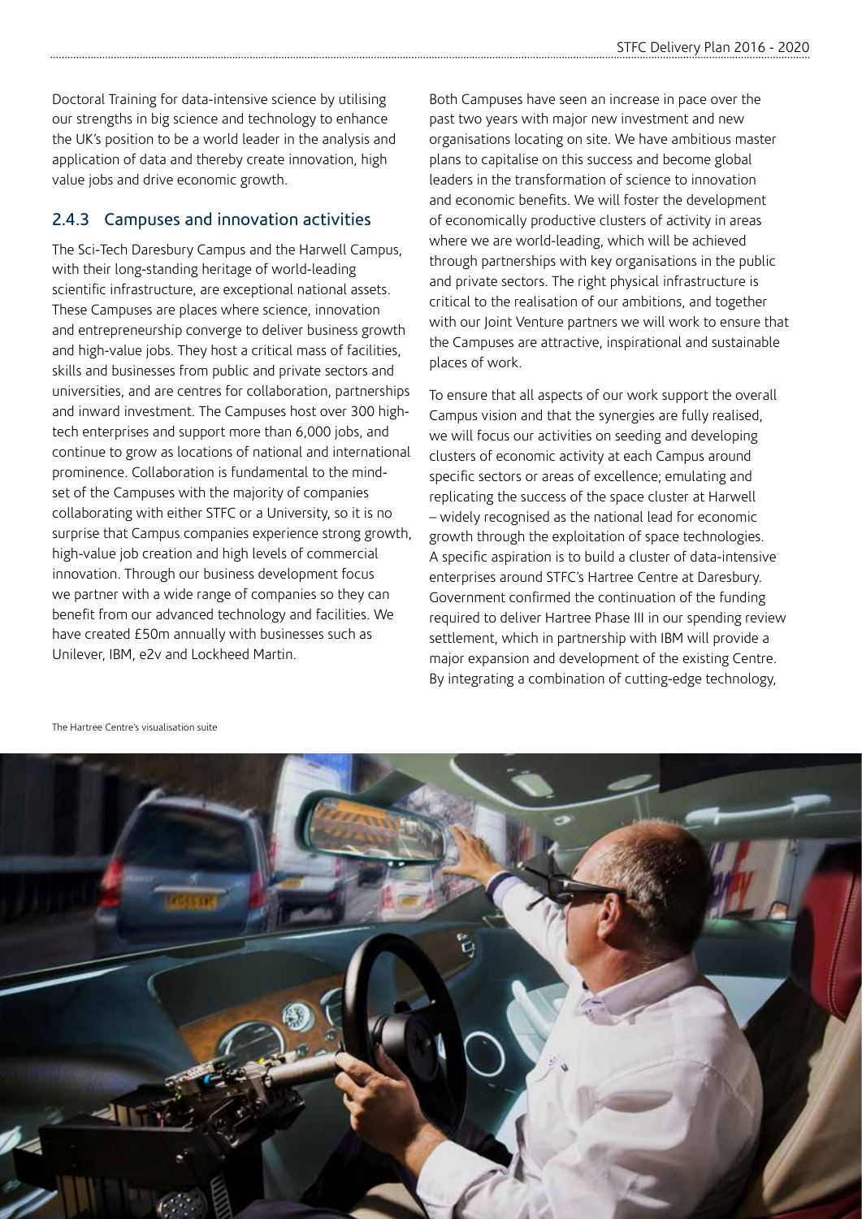Doctoral Training for data-intensive science by utilising our strengths in big science and technology to enhance the UK's position to be a world leader in the analysis and application of data and thereby create innovation, high value jobs and drive economic growth.

### 2.4.3 Campuses and innovation activities

The Sci-Tech Daresbury Campus and the Harwell Campus, with their long-standing heritage of world-leading scientific infrastructure, are exceptional national assets. These Campuses are places where science, innovation and entrepreneurship converge to deliver business growth and high-value jobs. They host a critical mass of facilities, skills and businesses from public and private sectors and universities, and are centres for collaboration, partnerships and inward investment. The Campuses host over 300 high-tech enterprises and support more than 6,000 jobs, and continue to grow as locations of national and international prominence. Collaboration is fundamental to the mind-set of the Campuses with the majority of companies collaborating with either STFC or a University, so it is no surprise that Campus companies experience strong growth, high-value job creation and high levels of commercial innovation. Through our business development focus we partner with a wide range of companies so they can benefit from our advanced technology and facilities. We have created £50m annually with businesses such as Unilever, IBM, e2v and Lockheed Martin.

Both Campuses have seen an increase in pace over the past two years with major new investment and new organisations locating on site. We have ambitious master plans to capitalise on this success and become global leaders in the transformation of science to innovation and economic benefits. We will foster the development of economically productive clusters of activity in areas where we are world-leading, which will be achieved through partnerships with key organisations in the public and private sectors. The right physical infrastructure is critical to the realisation of our ambitions, and together with our Joint Venture partners we will work to ensure that the Campuses are attractive, inspirational and sustainable places of work.

To ensure that all aspects of our work support the overall Campus vision and that the synergies are fully realised, we will focus our activities on seeding and developing clusters of economic activity at each Campus around specific sectors or areas of excellence; emulating and replicating the success of the space cluster at Harwell – widely recognised as the national lead for economic growth through the exploitation of space technologies. A specific aspiration is to build a cluster of data-intensive enterprises around STFC's Hartree Centre at Daresbury. Government confirmed the continuation of the funding required to deliver Hartree Phase III in our spending review settlement, which in partnership with IBM will provide a major expansion and development of the existing Centre. By integrating a combination of cutting-edge technology,

The Hartree Centre's visualisation suite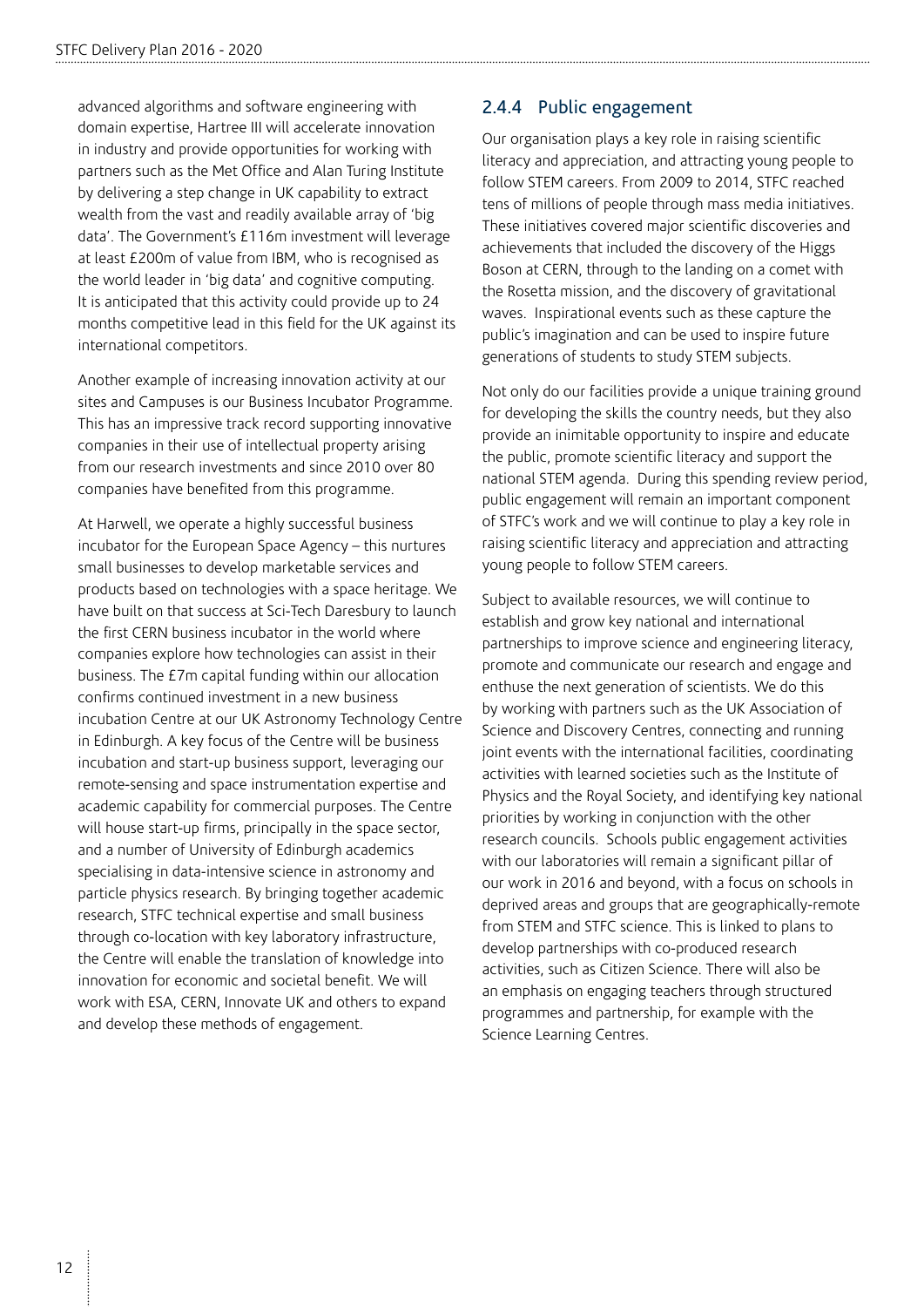advanced algorithms and software engineering with domain expertise, Hartree III will accelerate innovation in industry and provide opportunities for working with partners such as the Met Office and Alan Turing Institute by delivering a step change in UK capability to extract wealth from the vast and readily available array of 'big data'. The Government's £116m investment will leverage at least £200m of value from IBM, who is recognised as the world leader in 'big data' and cognitive computing. It is anticipated that this activity could provide up to 24 months competitive lead in this field for the UK against its international competitors.

Another example of increasing innovation activity at our sites and Campuses is our Business Incubator Programme. This has an impressive track record supporting innovative companies in their use of intellectual property arising from our research investments and since 2010 over 80 companies have benefited from this programme.

At Harwell, we operate a highly successful business incubator for the European Space Agency – this nurtures small businesses to develop marketable services and products based on technologies with a space heritage. We have built on that success at Sci-Tech Daresbury to launch the first CERN business incubator in the world where companies explore how technologies can assist in their business. The £7m capital funding within our allocation confirms continued investment in a new business incubation Centre at our UK Astronomy Technology Centre in Edinburgh. A key focus of the Centre will be business incubation and start-up business support, leveraging our remote-sensing and space instrumentation expertise and academic capability for commercial purposes. The Centre will house start-up firms, principally in the space sector, and a number of University of Edinburgh academics specialising in data-intensive science in astronomy and particle physics research. By bringing together academic research, STFC technical expertise and small business through co-location with key laboratory infrastructure, the Centre will enable the translation of knowledge into innovation for economic and societal benefit. We will work with ESA, CERN, Innovate UK and others to expand and develop these methods of engagement.

### 2.4.4 Public engagement

Our organisation plays a key role in raising scientific literacy and appreciation, and attracting young people to follow STEM careers. From 2009 to 2014, STFC reached tens of millions of people through mass media initiatives. These initiatives covered major scientific discoveries and achievements that included the discovery of the Higgs Boson at CERN, through to the landing on a comet with the Rosetta mission, and the discovery of gravitational waves. Inspirational events such as these capture the public's imagination and can be used to inspire future generations of students to study STEM subjects.

Not only do our facilities provide a unique training ground for developing the skills the country needs, but they also provide an inimitable opportunity to inspire and educate the public, promote scientific literacy and support the national STEM agenda. During this spending review period, public engagement will remain an important component of STFC's work and we will continue to play a key role in raising scientific literacy and appreciation and attracting young people to follow STEM careers.

Subject to available resources, we will continue to establish and grow key national and international partnerships to improve science and engineering literacy, promote and communicate our research and engage and enthuse the next generation of scientists. We do this by working with partners such as the UK Association of Science and Discovery Centres, connecting and running joint events with the international facilities, coordinating activities with learned societies such as the Institute of Physics and the Royal Society, and identifying key national priorities by working in conjunction with the other research councils. Schools public engagement activities with our laboratories will remain a significant pillar of our work in 2016 and beyond, with a focus on schools in deprived areas and groups that are geographically-remote from STEM and STFC science. This is linked to plans to develop partnerships with co-produced research activities, such as Citizen Science. There will also be an emphasis on engaging teachers through structured programmes and partnership, for example with the Science Learning Centres.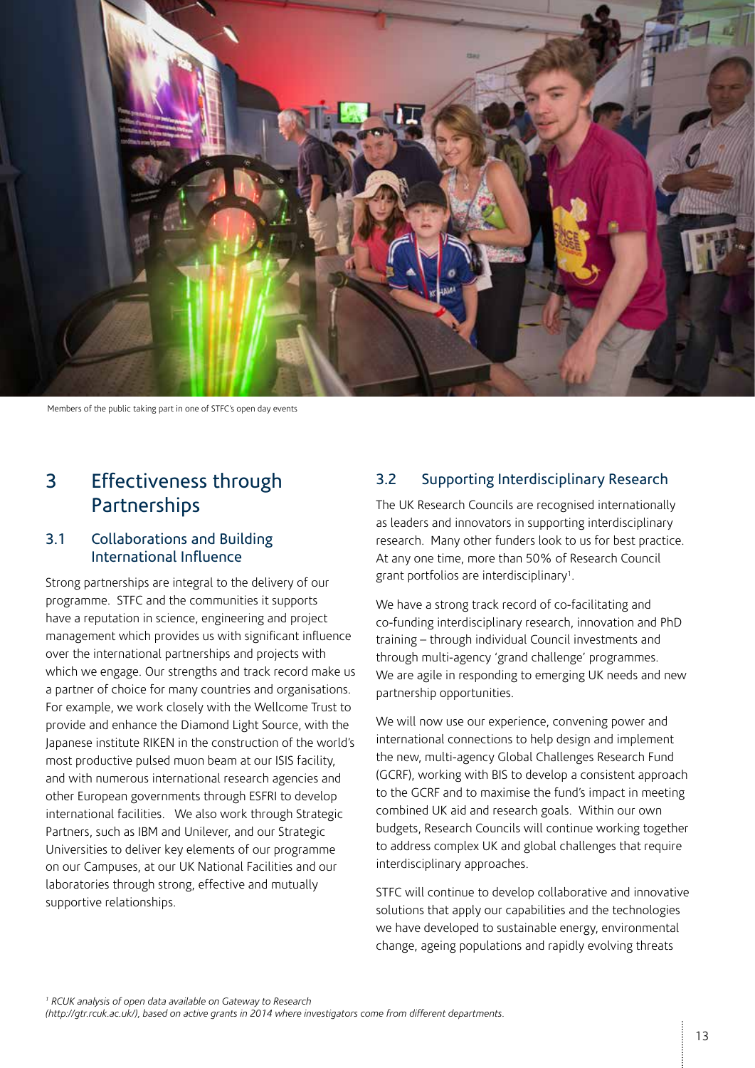Members of the public taking part in one of STFC's open day events

# 3 Effectiveness through Partnerships

## 3.1 Collaborations and Building International Influence

Strong partnerships are integral to the delivery of our programme. STFC and the communities it supports have a reputation in science, engineering and project management which provides us with significant influence over the international partnerships and projects with which we engage. Our strengths and track record make us a partner of choice for many countries and organisations. For example, we work closely with the Wellcome Trust to provide and enhance the Diamond Light Source, with the Japanese institute RIKEN in the construction of the world's most productive pulsed muon beam at our ISIS facility, and with numerous international research agencies and other European governments through ESFRI to develop international facilities. We also work through Strategic Partners, such as IBM and Unilever, and our Strategic Universities to deliver key elements of our programme on our Campuses, at our UK National Facilities and our laboratories through strong, effective and mutually supportive relationships.

## 3.2 Supporting Interdisciplinary Research

The UK Research Councils are recognised internationally as leaders and innovators in supporting interdisciplinary research. Many other funders look to us for best practice. At any one time, more than 50% of Research Council grant portfolios are interdisciplinary[1].

We have a strong track record of co-facilitating and co-funding interdisciplinary research, innovation and PhD training – through individual Council investments and through multi-agency 'grand challenge' programmes. We are agile in responding to emerging UK needs and new partnership opportunities.

We will now use our experience, convening power and international connections to help design and implement the new, multi-agency Global Challenges Research Fund (GCRF), working with BIS to develop a consistent approach to the GCRF and to maximise the fund's impact in meeting combined UK aid and research goals. Within our own budgets, Research Councils will continue working together to address complex UK and global challenges that require interdisciplinary approaches.

STFC will continue to develop collaborative and innovative solutions that apply our capabilities and the technologies we have developed to sustainable energy, environmental change, ageing populations and rapidly evolving threats

[1] *RCUK analysis of open data available on Gateway to Research (http://gtr.rcuk.ac.uk/), based on active grants in 2014 where investigators come from different departments.*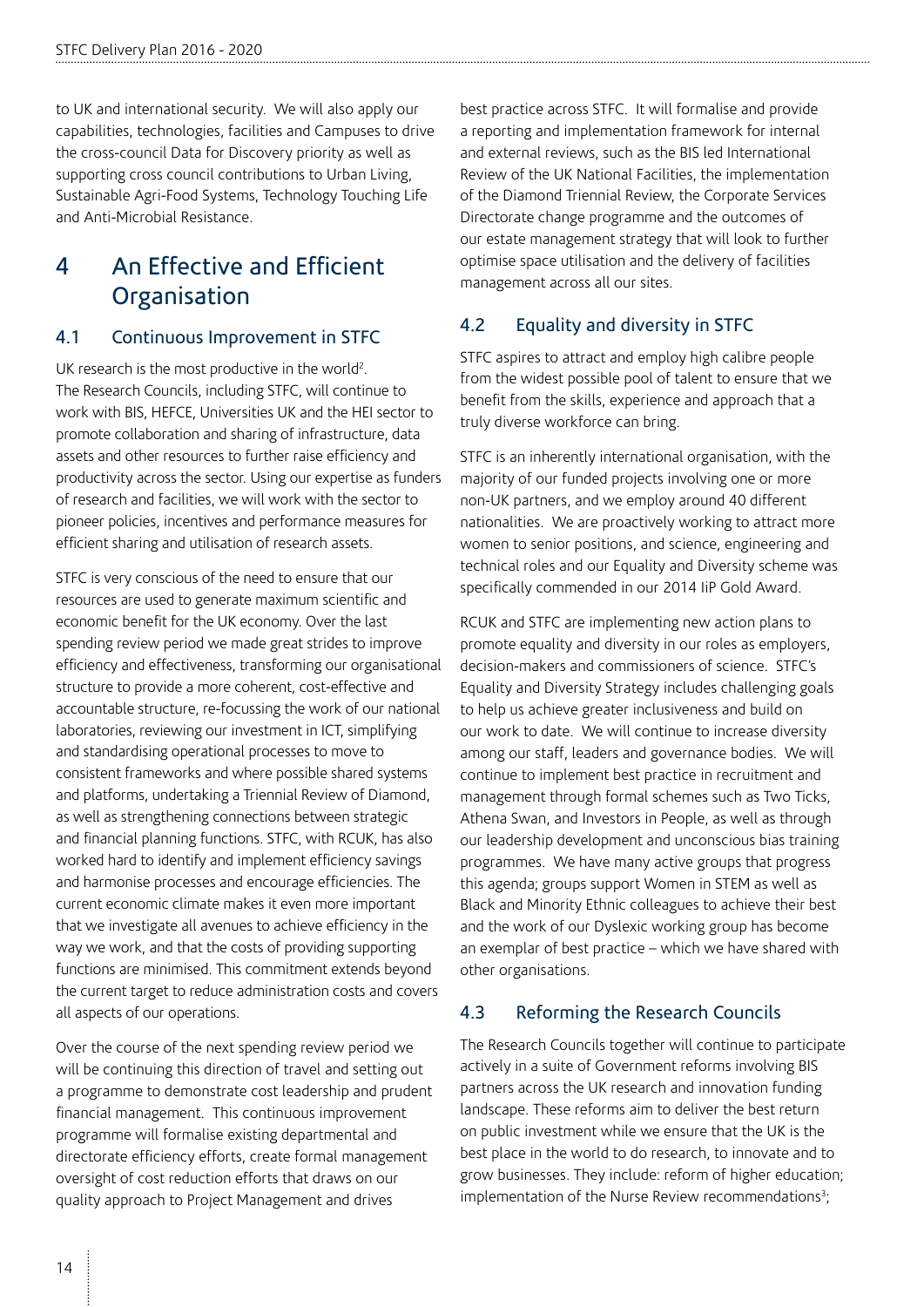to UK and international security. We will also apply our capabilities, technologies, facilities and Campuses to drive the cross-council Data for Discovery priority as well as supporting cross council contributions to Urban Living, Sustainable Agri-Food Systems, Technology Touching Life and Anti-Microbial Resistance.

# 4 An Effective and Efficient Organisation

## 4.1 Continuous Improvement in STFC

UK research is the most productive in the world[2]. The Research Councils, including STFC, will continue to work with BIS, HEFCE, Universities UK and the HEI sector to promote collaboration and sharing of infrastructure, data assets and other resources to further raise efficiency and productivity across the sector. Using our expertise as funders of research and facilities, we will work with the sector to pioneer policies, incentives and performance measures for efficient sharing and utilisation of research assets.

STFC is very conscious of the need to ensure that our resources are used to generate maximum scientific and economic benefit for the UK economy. Over the last spending review period we made great strides to improve efficiency and effectiveness, transforming our organisational structure to provide a more coherent, cost-effective and accountable structure, re-focussing the work of our national laboratories, reviewing our investment in ICT, simplifying and standardising operational processes to move to consistent frameworks and where possible shared systems and platforms, undertaking a Triennial Review of Diamond, as well as strengthening connections between strategic and financial planning functions. STFC, with RCUK, has also worked hard to identify and implement efficiency savings and harmonise processes and encourage efficiencies. The current economic climate makes it even more important that we investigate all avenues to achieve efficiency in the way we work, and that the costs of providing supporting functions are minimised. This commitment extends beyond the current target to reduce administration costs and covers all aspects of our operations.

Over the course of the next spending review period we will be continuing this direction of travel and setting out a programme to demonstrate cost leadership and prudent financial management. This continuous improvement programme will formalise existing departmental and directorate efficiency efforts, create formal management oversight of cost reduction efforts that draws on our quality approach to Project Management and drives best practice across STFC. It will formalise and provide a reporting and implementation framework for internal and external reviews, such as the BIS led International Review of the UK National Facilities, the implementation of the Diamond Triennial Review, the Corporate Services Directorate change programme and the outcomes of our estate management strategy that will look to further optimise space utilisation and the delivery of facilities management across all our sites.

## 4.2 Equality and diversity in STFC

STFC aspires to attract and employ high calibre people from the widest possible pool of talent to ensure that we benefit from the skills, experience and approach that a truly diverse workforce can bring.

STFC is an inherently international organisation, with the majority of our funded projects involving one or more non-UK partners, and we employ around 40 different nationalities. We are proactively working to attract more women to senior positions, and science, engineering and technical roles and our Equality and Diversity scheme was specifically commended in our 2014 IiP Gold Award.

RCUK and STFC are implementing new action plans to promote equality and diversity in our roles as employers, decision-makers and commissioners of science. STFC's Equality and Diversity Strategy includes challenging goals to help us achieve greater inclusiveness and build on our work to date. We will continue to increase diversity among our staff, leaders and governance bodies. We will continue to implement best practice in recruitment and management through formal schemes such as Two Ticks, Athena Swan, and Investors in People, as well as through our leadership development and unconscious bias training programmes. We have many active groups that progress this agenda; groups support Women in STEM as well as Black and Minority Ethnic colleagues to achieve their best and the work of our Dyslexic working group has become an exemplar of best practice – which we have shared with other organisations.

## 4.3 Reforming the Research Councils

The Research Councils together will continue to participate actively in a suite of Government reforms involving BIS partners across the UK research and innovation funding landscape. These reforms aim to deliver the best return on public investment while we ensure that the UK is the best place in the world to do research, to innovate and to grow businesses. They include: reform of higher education; implementation of the Nurse Review recommendations[3];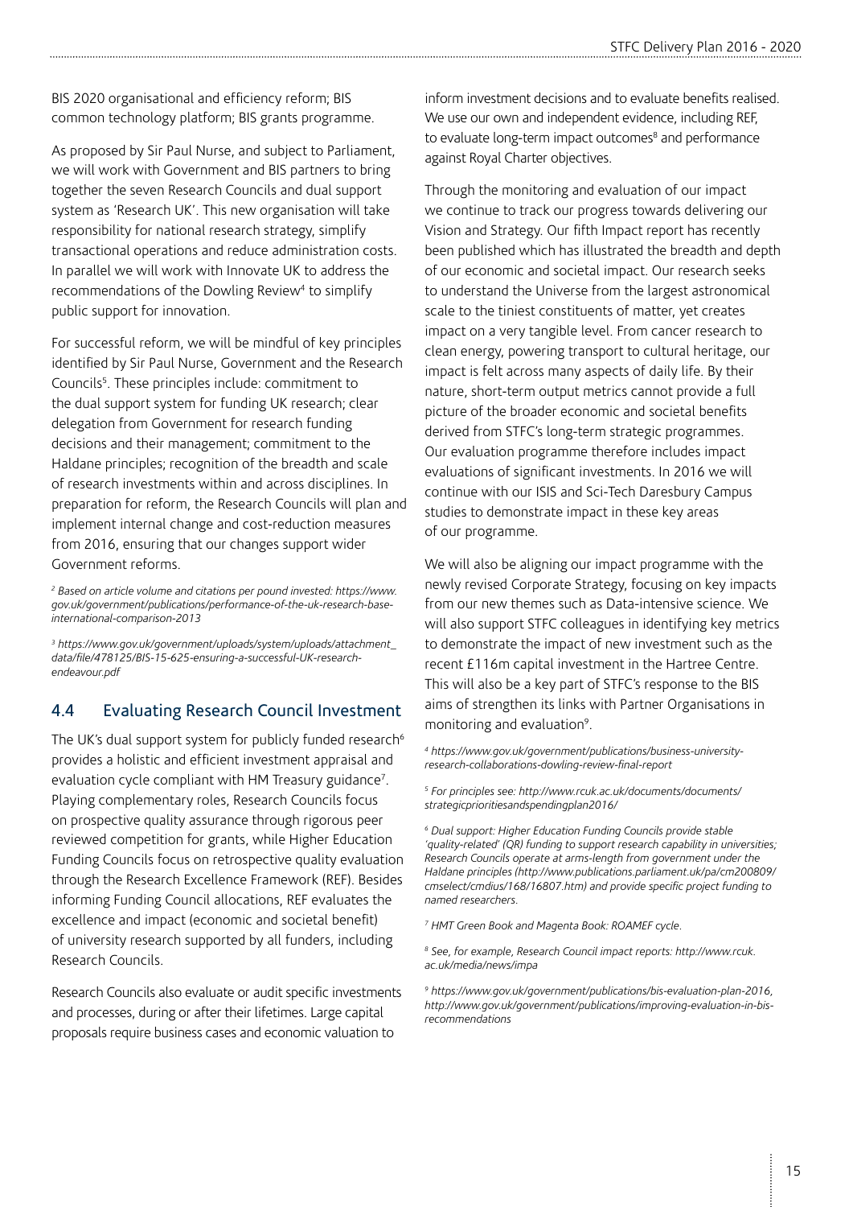BIS 2020 organisational and efficiency reform; BIS common technology platform; BIS grants programme.

As proposed by Sir Paul Nurse, and subject to Parliament, we will work with Government and BIS partners to bring together the seven Research Councils and dual support system as 'Research UK'. This new organisation will take responsibility for national research strategy, simplify transactional operations and reduce administration costs. In parallel we will work with Innovate UK to address the recommendations of the Dowling Review[4] to simplify public support for innovation.

For successful reform, we will be mindful of key principles identified by Sir Paul Nurse, Government and the Research Councils[5]. These principles include: commitment to the dual support system for funding UK research; clear delegation from Government for research funding decisions and their management; commitment to the Haldane principles; recognition of the breadth and scale of research investments within and across disciplines. In preparation for reform, the Research Councils will plan and implement internal change and cost-reduction measures from 2016, ensuring that our changes support wider Government reforms.

*[2] Based on article volume and citations per pound invested: https://www.gov.uk/government/publications/performance-of-the-uk-research-base-international-comparison-2013*

*[3] https://www.gov.uk/government/uploads/system/uploads/attachment_data/file/478125/BIS-15-625-ensuring-a-successful-UK-research-endeavour.pdf*

## 4.4 Evaluating Research Council Investment

The UK's dual support system for publicly funded research[6] provides a holistic and efficient investment appraisal and evaluation cycle compliant with HM Treasury guidance[7]. Playing complementary roles, Research Councils focus on prospective quality assurance through rigorous peer reviewed competition for grants, while Higher Education Funding Councils focus on retrospective quality evaluation through the Research Excellence Framework (REF). Besides informing Funding Council allocations, REF evaluates the excellence and impact (economic and societal benefit) of university research supported by all funders, including Research Councils.

Research Councils also evaluate or audit specific investments and processes, during or after their lifetimes. Large capital proposals require business cases and economic valuation to inform investment decisions and to evaluate benefits realised. We use our own and independent evidence, including REF, to evaluate long-term impact outcomes[8] and performance against Royal Charter objectives.

Through the monitoring and evaluation of our impact we continue to track our progress towards delivering our Vision and Strategy. Our fifth Impact report has recently been published which has illustrated the breadth and depth of our economic and societal impact. Our research seeks to understand the Universe from the largest astronomical scale to the tiniest constituents of matter, yet creates impact on a very tangible level. From cancer research to clean energy, powering transport to cultural heritage, our impact is felt across many aspects of daily life. By their nature, short-term output metrics cannot provide a full picture of the broader economic and societal benefits derived from STFC's long-term strategic programmes. Our evaluation programme therefore includes impact evaluations of significant investments. In 2016 we will continue with our ISIS and Sci-Tech Daresbury Campus studies to demonstrate impact in these key areas of our programme.

We will also be aligning our impact programme with the newly revised Corporate Strategy, focusing on key impacts from our new themes such as Data-intensive science. We will also support STFC colleagues in identifying key metrics to demonstrate the impact of new investment such as the recent £116m capital investment in the Hartree Centre. This will also be a key part of STFC's response to the BIS aims of strengthen its links with Partner Organisations in monitoring and evaluation[9].

*[4] https://www.gov.uk/government/publications/business-university-research-collaborations-dowling-review-final-report*

*[5] For principles see: http://www.rcuk.ac.uk/documents/documents/strategicprioritiesandspendingplan2016/*

*[6] Dual support: Higher Education Funding Councils provide stable 'quality-related' (QR) funding to support research capability in universities; Research Councils operate at arms-length from government under the Haldane principles (http://www.publications.parliament.uk/pa/cm200809/cmselect/cmdius/168/16807.htm) and provide specific project funding to named researchers.*

*[7] HMT Green Book and Magenta Book: ROAMEF cycle.*

*[8] See, for example, Research Council impact reports: http://www.rcuk.ac.uk/media/news/impa*

*[9] https://www.gov.uk/government/publications/bis-evaluation-plan-2016, http://www.gov.uk/government/publications/improving-evaluation-in-bis-recommendations*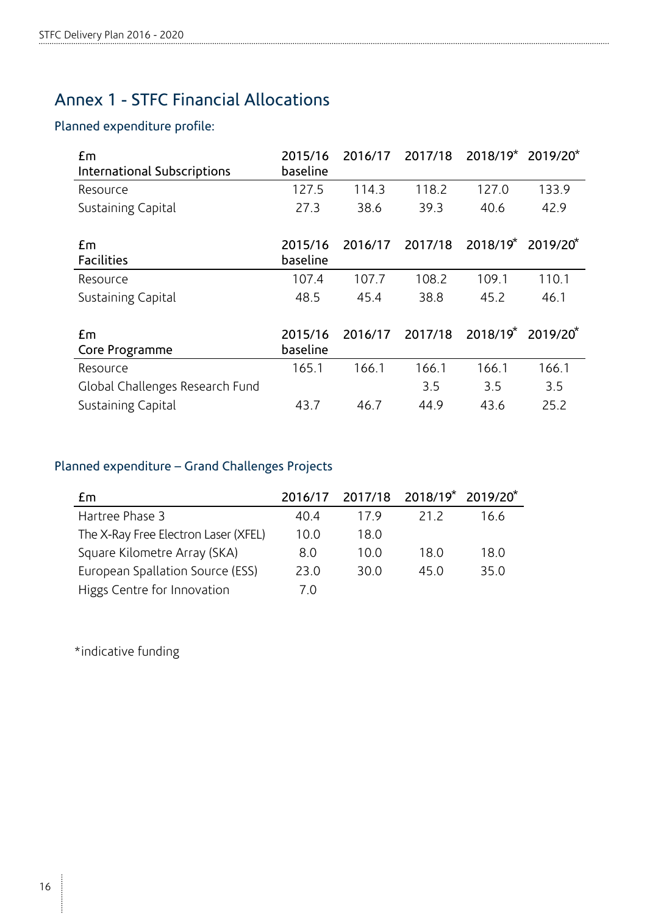# Annex 1 - STFC Financial Allocations

## Planned expenditure profile:

| £m<br>International Subscriptions | 2015/16 baseline | 2016/17 | 2017/18 | 2018/19* | 2019/20* |
|---|---|---|---|---|---|
| Resource | 127.5 | 114.3 | 118.2 | 127.0 | 133.9 |
| Sustaining Capital | 27.3 | 38.6 | 39.3 | 40.6 | 42.9 |

| £m<br>Facilities | 2015/16 baseline | 2016/17 | 2017/18 | 2018/19* | 2019/20* |
|---|---|---|---|---|---|
| Resource | 107.4 | 107.7 | 108.2 | 109.1 | 110.1 |
| Sustaining Capital | 48.5 | 45.4 | 38.8 | 45.2 | 46.1 |

| £m<br>Core Programme | 2015/16 baseline | 2016/17 | 2017/18 | 2018/19* | 2019/20* |
|---|---|---|---|---|---|
| Resource | 165.1 | 166.1 | 166.1 | 166.1 | 166.1 |
| Global Challenges Research Fund | | | 3.5 | 3.5 | 3.5 |
| Sustaining Capital | 43.7 | 46.7 | 44.9 | 43.6 | 25.2 |

## Planned expenditure – Grand Challenges Projects

| £m | 2016/17 | 2017/18 | 2018/19* | 2019/20* |
|---|---|---|---|---|
| Hartree Phase 3 | 40.4 | 17.9 | 21.2 | 16.6 |
| The X-Ray Free Electron Laser (XFEL) | 10.0 | 18.0 | | |
| Square Kilometre Array (SKA) | 8.0 | 10.0 | 18.0 | 18.0 |
| European Spallation Source (ESS) | 23.0 | 30.0 | 45.0 | 35.0 |
| Higgs Centre for Innovation | 7.0 | | | |

*indicative funding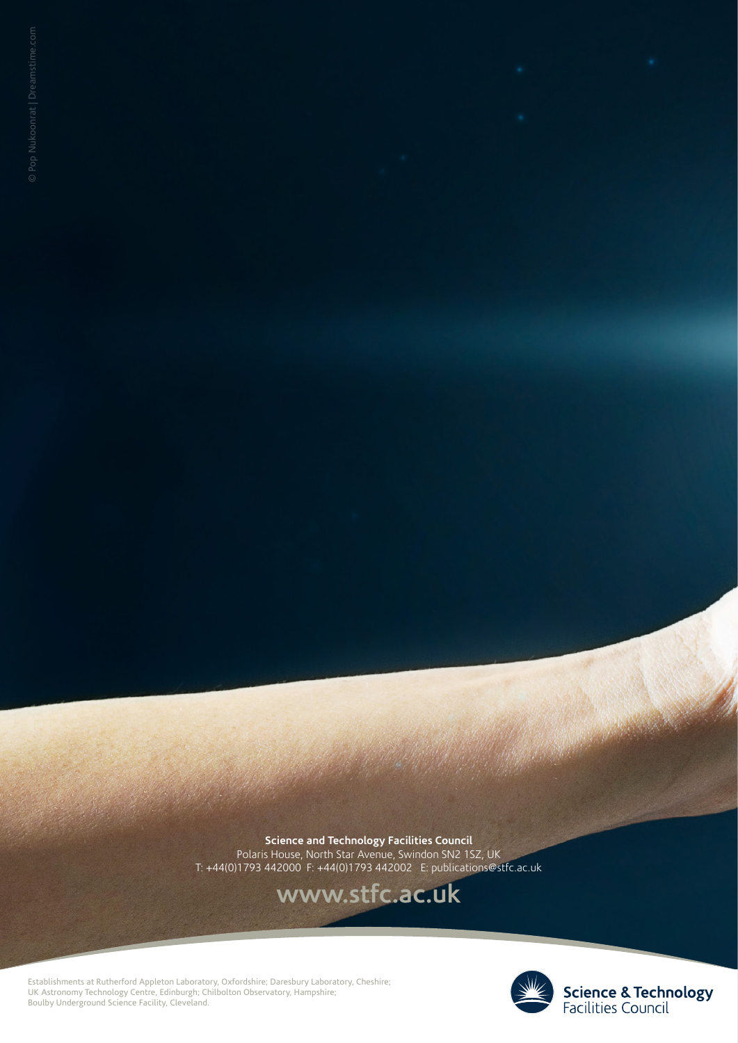© Pop Nukoonrat | Dreamstime.com

**Science and Technology Facilities Council**
Polaris House, North Star Avenue, Swindon SN2 1SZ, UK
T: +44(0)1793 442000 F: +44(0)1793 442002 E: publications@stfc.ac.uk

**www.stfc.ac.uk**

Establishments at Rutherford Appleton Laboratory, Oxfordshire; Daresbury Laboratory, Cheshire; UK Astronomy Technology Centre, Edinburgh; Chilbolton Observatory, Hampshire; Boulby Underground Science Facility, Cleveland.

**Science & Technology** Facilities Council